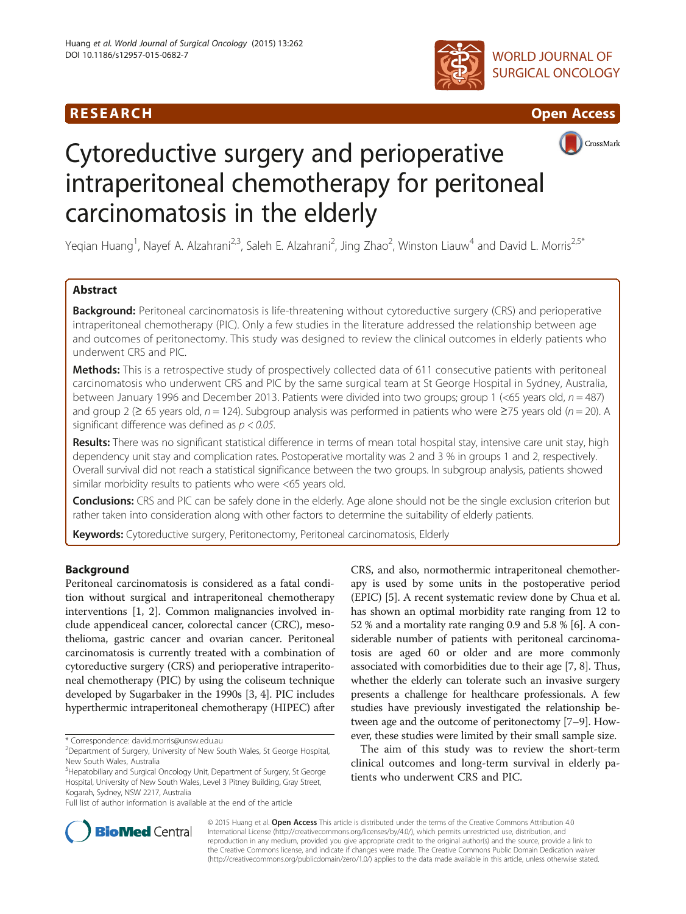RESEARCH Open Access

# Cytoreductive surgery and perioperative intraperitoneal chemotherapy for peritoneal carcinomatosis in the elderly

Yeqian Huang[1], Nayef A. Alzahrani[2,3], Saleh E. Alzahrani[2], Jing Zhao[2], Winston Liauw[4] and David L. Morris[2,5*]

## Abstract

**Background:** Peritoneal carcinomatosis is life-threatening without cytoreductive surgery (CRS) and perioperative intraperitoneal chemotherapy (PIC). Only a few studies in the literature addressed the relationship between age and outcomes of peritonectomy. This study was designed to review the clinical outcomes in elderly patients who underwent CRS and PIC.

**Methods:** This is a retrospective study of prospectively collected data of 611 consecutive patients with peritoneal carcinomatosis who underwent CRS and PIC by the same surgical team at St George Hospital in Sydney, Australia, between January 1996 and December 2013. Patients were divided into two groups; group 1 (<65 years old, $n = 487$) and group 2 (≥ 65 years old, $n = 124$). Subgroup analysis was performed in patients who were ≥75 years old ($n = 20$). A significant difference was defined as $p < 0.05$.

**Results:** There was no significant statistical difference in terms of mean total hospital stay, intensive care unit stay, high dependency unit stay and complication rates. Postoperative mortality was 2 and 3 % in groups 1 and 2, respectively. Overall survival did not reach a statistical significance between the two groups. In subgroup analysis, patients showed similar morbidity results to patients who were <65 years old.

**Conclusions:** CRS and PIC can be safely done in the elderly. Age alone should not be the single exclusion criterion but rather taken into consideration along with other factors to determine the suitability of elderly patients.

**Keywords:** Cytoreductive surgery, Peritonectomy, Peritoneal carcinomatosis, Elderly

## Background

Peritoneal carcinomatosis is considered as a fatal condition without surgical and intraperitoneal chemotherapy interventions [1, 2]. Common malignancies involved include appendiceal cancer, colorectal cancer (CRC), mesothelioma, gastric cancer and ovarian cancer. Peritoneal carcinomatosis is currently treated with a combination of cytoreductive surgery (CRS) and perioperative intraperitoneal chemotherapy (PIC) by using the coliseum technique developed by Sugarbaker in the 1990s [3, 4]. PIC includes hyperthermic intraperitoneal chemotherapy (HIPEC) after CRS, and also, normothermic intraperitoneal chemotherapy is used by some units in the postoperative period (EPIC) [5]. A recent systematic review done by Chua et al. has shown an optimal morbidity rate ranging from 12 to 52 % and a mortality rate ranging 0.9 and 5.8 % [6]. A considerable number of patients with peritoneal carcinomatosis are aged 60 or older and are more commonly associated with comorbidities due to their age [7, 8]. Thus, whether the elderly can tolerate such an invasive surgery presents a challenge for healthcare professionals. A few studies have previously investigated the relationship between age and the outcome of peritonectomy [7–9]. However, these studies were limited by their small sample size.

The aim of this study was to review the short-term clinical outcomes and long-term survival in elderly patients who underwent CRS and PIC.

\* Correspondence: david.morris@unsw.edu.au
[2]Department of Surgery, University of New South Wales, St George Hospital, New South Wales, Australia
[5]Hepatobiliary and Surgical Oncology Unit, Department of Surgery, St George Hospital, University of New South Wales, Level 3 Pitney Building, Gray Street, Kogarah, Sydney, NSW 2217, Australia
Full list of author information is available at the end of the article

© 2015 Huang et al. **Open Access** This article is distributed under the terms of the Creative Commons Attribution 4.0 International License (http://creativecommons.org/licenses/by/4.0/), which permits unrestricted use, distribution, and reproduction in any medium, provided you give appropriate credit to the original author(s) and the source, provide a link to the Creative Commons license, and indicate if changes were made. The Creative Commons Public Domain Dedication waiver (http://creativecommons.org/publicdomain/zero/1.0/) applies to the data made available in this article, unless otherwise stated.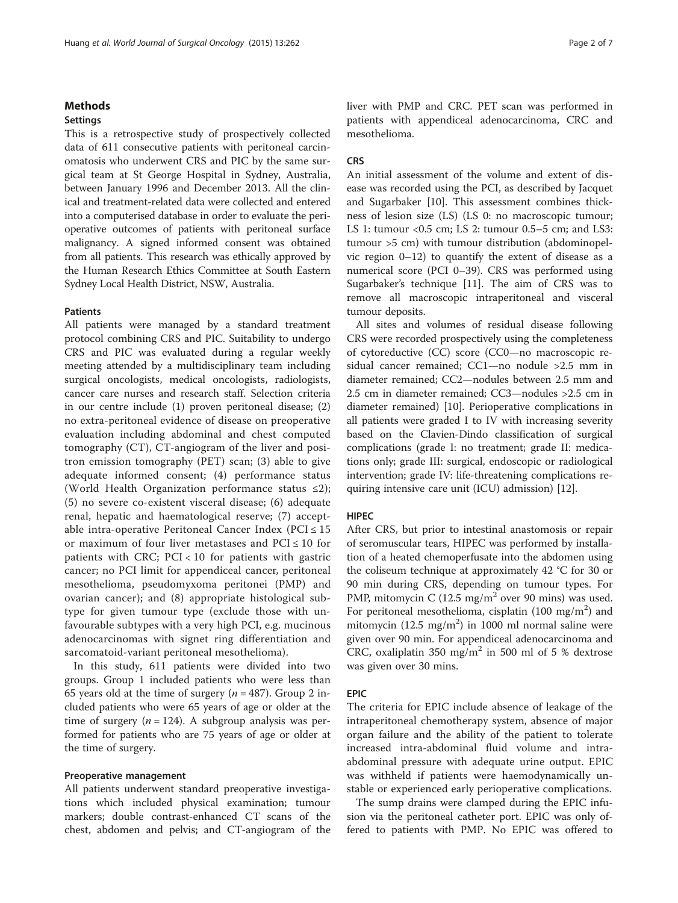## Methods

### Settings

This is a retrospective study of prospectively collected data of 611 consecutive patients with peritoneal carcinomatosis who underwent CRS and PIC by the same surgical team at St George Hospital in Sydney, Australia, between January 1996 and December 2013. All the clinical and treatment-related data were collected and entered into a computerised database in order to evaluate the perioperative outcomes of patients with peritoneal surface malignancy. A signed informed consent was obtained from all patients. This research was ethically approved by the Human Research Ethics Committee at South Eastern Sydney Local Health District, NSW, Australia.

### Patients

All patients were managed by a standard treatment protocol combining CRS and PIC. Suitability to undergo CRS and PIC was evaluated during a regular weekly meeting attended by a multidisciplinary team including surgical oncologists, medical oncologists, radiologists, cancer care nurses and research staff. Selection criteria in our centre include (1) proven peritoneal disease; (2) no extra-peritoneal evidence of disease on preoperative evaluation including abdominal and chest computed tomography (CT), CT-angiogram of the liver and positron emission tomography (PET) scan; (3) able to give adequate informed consent; (4) performance status (World Health Organization performance status ≤2); (5) no severe co-existent visceral disease; (6) adequate renal, hepatic and haematological reserve; (7) acceptable intra-operative Peritoneal Cancer Index (PCI ≤ 15 or maximum of four liver metastases and PCI ≤ 10 for patients with CRC; PCI < 10 for patients with gastric cancer; no PCI limit for appendiceal cancer, peritoneal mesothelioma, pseudomyxoma peritonei (PMP) and ovarian cancer); and (8) appropriate histological subtype for given tumour type (exclude those with unfavourable subtypes with a very high PCI, e.g. mucinous adenocarcinomas with signet ring differentiation and sarcomatoid-variant peritoneal mesothelioma).

In this study, 611 patients were divided into two groups. Group 1 included patients who were less than 65 years old at the time of surgery (*n* = 487). Group 2 included patients who were 65 years of age or older at the time of surgery (*n* = 124). A subgroup analysis was performed for patients who are 75 years of age or older at the time of surgery.

### Preoperative management

All patients underwent standard preoperative investigations which included physical examination; tumour markers; double contrast-enhanced CT scans of the chest, abdomen and pelvis; and CT-angiogram of the liver with PMP and CRC. PET scan was performed in patients with appendiceal adenocarcinoma, CRC and mesothelioma.

### CRS

An initial assessment of the volume and extent of disease was recorded using the PCI, as described by Jacquet and Sugarbaker [10]. This assessment combines thickness of lesion size (LS) (LS 0: no macroscopic tumour; LS 1: tumour <0.5 cm; LS 2: tumour 0.5–5 cm; and LS3: tumour >5 cm) with tumour distribution (abdominopelvic region 0–12) to quantify the extent of disease as a numerical score (PCI 0–39). CRS was performed using Sugarbaker's technique [11]. The aim of CRS was to remove all macroscopic intraperitoneal and visceral tumour deposits.

All sites and volumes of residual disease following CRS were recorded prospectively using the completeness of cytoreductive (CC) score (CC0—no macroscopic residual cancer remained; CC1—no nodule >2.5 mm in diameter remained; CC2—nodules between 2.5 mm and 2.5 cm in diameter remained; CC3—nodules >2.5 cm in diameter remained) [10]. Perioperative complications in all patients were graded I to IV with increasing severity based on the Clavien-Dindo classification of surgical complications (grade I: no treatment; grade II: medications only; grade III: surgical, endoscopic or radiological intervention; grade IV: life-threatening complications requiring intensive care unit (ICU) admission) [12].

### HIPEC

After CRS, but prior to intestinal anastomosis or repair of seromuscular tears, HIPEC was performed by installation of a heated chemoperfusate into the abdomen using the coliseum technique at approximately 42 °C for 30 or 90 min during CRS, depending on tumour types. For PMP, mitomycin C (12.5 $mg/m^2$ over 90 mins) was used. For peritoneal mesothelioma, cisplatin (100 $mg/m^2$) and mitomycin (12.5 $mg/m^2$) in 1000 ml normal saline were given over 90 min. For appendiceal adenocarcinoma and CRC, oxaliplatin 350 $mg/m^2$ in 500 ml of 5 % dextrose was given over 30 mins.

### EPIC

The criteria for EPIC include absence of leakage of the intraperitoneal chemotherapy system, absence of major organ failure and the ability of the patient to tolerate increased intra-abdominal fluid volume and intra-abdominal pressure with adequate urine output. EPIC was withheld if patients were haemodynamically unstable or experienced early perioperative complications.

The sump drains were clamped during the EPIC infusion via the peritoneal catheter port. EPIC was only offered to patients with PMP. No EPIC was offered to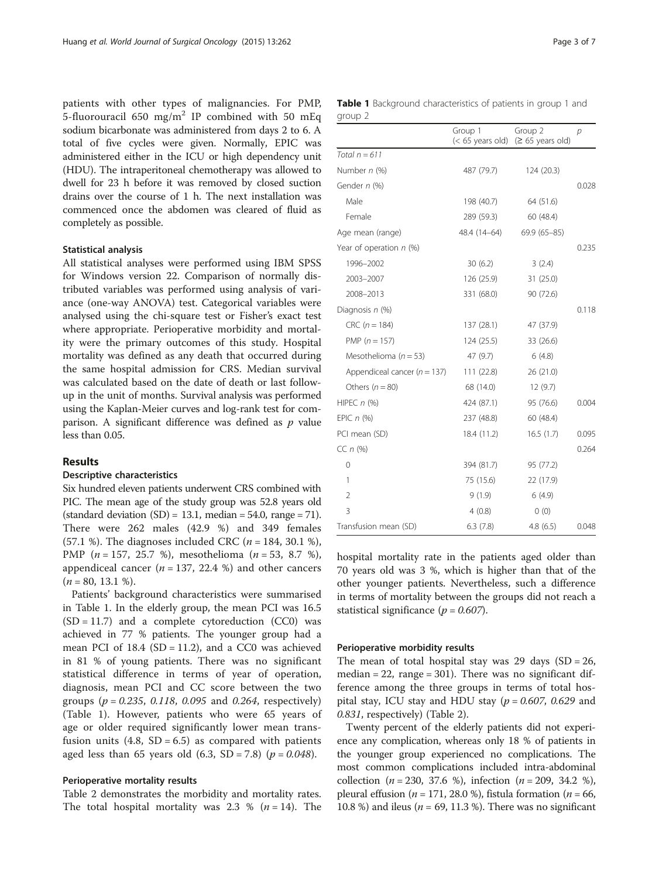patients with other types of malignancies. For PMP, 5-fluorouracil 650 mg/m$^2$ IP combined with 50 mEq sodium bicarbonate was administered from days 2 to 6. A total of five cycles were given. Normally, EPIC was administered either in the ICU or high dependency unit (HDU). The intraperitoneal chemotherapy was allowed to dwell for 23 h before it was removed by closed suction drains over the course of 1 h. The next installation was commenced once the abdomen was cleared of fluid as completely as possible.

### Statistical analysis

All statistical analyses were performed using IBM SPSS for Windows version 22. Comparison of normally distributed variables was performed using analysis of variance (one-way ANOVA) test. Categorical variables were analysed using the chi-square test or Fisher's exact test where appropriate. Perioperative morbidity and mortality were the primary outcomes of this study. Hospital mortality was defined as any death that occurred during the same hospital admission for CRS. Median survival was calculated based on the date of death or last follow-up in the unit of months. Survival analysis was performed using the Kaplan-Meier curves and log-rank test for comparison. A significant difference was defined as $p$ value less than 0.05.

## Results

### Descriptive characteristics

Six hundred eleven patients underwent CRS combined with PIC. The mean age of the study group was 52.8 years old (standard deviation (SD) = 13.1, median = 54.0, range = 71). There were 262 males (42.9 %) and 349 females (57.1 %). The diagnoses included CRC ($n = 184$, 30.1 %), PMP ($n = 157$, 25.7 %), mesothelioma ($n = 53$, 8.7 %), appendiceal cancer ($n = 137$, 22.4 %) and other cancers ($n = 80$, 13.1 %).

Patients' background characteristics were summarised in Table 1. In the elderly group, the mean PCI was 16.5 (SD = 11.7) and a complete cytoreduction (CC0) was achieved in 77 % patients. The younger group had a mean PCI of 18.4 (SD = 11.2), and a CC0 was achieved in 81 % of young patients. There was no significant statistical difference in terms of year of operation, diagnosis, mean PCI and CC score between the two groups ($p = 0.235$, $0.118$, $0.095$ and $0.264$, respectively) (Table 1). However, patients who were 65 years of age or older required significantly lower mean transfusion units (4.8, SD = 6.5) as compared with patients aged less than 65 years old (6.3, SD = 7.8) ($p = 0.048$).

### Perioperative mortality results

Table 2 demonstrates the morbidity and mortality rates. The total hospital mortality was 2.3 % ($n = 14$). The hospital mortality rate in the patients aged older than 70 years old was 3 %, which is higher than that of the other younger patients. Nevertheless, such a difference in terms of mortality between the groups did not reach a statistical significance ($p = 0.607$).

**Table 1** Background characteristics of patients in group 1 and group 2

| | Group 1 (< 65 years old) | Group 2 (≥ 65 years old) | *p* |
|---|---|---|---|
| *Total n = 611* | | | |
| Number *n* (%) | 487 (79.7) | 124 (20.3) | |
| Gender *n* (%) | | | 0.028 |
| Male | 198 (40.7) | 64 (51.6) | |
| Female | 289 (59.3) | 60 (48.4) | |
| Age mean (range) | 48.4 (14–64) | 69.9 (65–85) | |
| Year of operation *n* (%) | | | 0.235 |
| 1996–2002 | 30 (6.2) | 3 (2.4) | |
| 2003–2007 | 126 (25.9) | 31 (25.0) | |
| 2008–2013 | 331 (68.0) | 90 (72.6) | |
| Diagnosis *n* (%) | | | 0.118 |
| CRC ($n = 184$) | 137 (28.1) | 47 (37.9) | |
| PMP ($n = 157$) | 124 (25.5) | 33 (26.6) | |
| Mesothelioma ($n = 53$) | 47 (9.7) | 6 (4.8) | |
| Appendiceal cancer ($n = 137$) | 111 (22.8) | 26 (21.0) | |
| Others ($n = 80$) | 68 (14.0) | 12 (9.7) | |
| HIPEC *n* (%) | 424 (87.1) | 95 (76.6) | 0.004 |
| EPIC *n* (%) | 237 (48.8) | 60 (48.4) | |
| PCI mean (SD) | 18.4 (11.2) | 16.5 (1.7) | 0.095 |
| CC *n* (%) | | | 0.264 |
| 0 | 394 (81.7) | 95 (77.2) | |
| 1 | 75 (15.6) | 22 (17.9) | |
| 2 | 9 (1.9) | 6 (4.9) | |
| 3 | 4 (0.8) | 0 (0) | |
| Transfusion mean (SD) | 6.3 (7.8) | 4.8 (6.5) | 0.048 |

### Perioperative morbidity results

The mean of total hospital stay was 29 days (SD = 26, median = 22, range = 301). There was no significant difference among the three groups in terms of total hospital stay, ICU stay and HDU stay ($p = 0.607$, $0.629$ and $0.831$, respectively) (Table 2).

Twenty percent of the elderly patients did not experience any complication, whereas only 18 % of patients in the younger group experienced no complications. The most common complications included intra-abdominal collection ($n = 230$, 37.6 %), infection ($n = 209$, 34.2 %), pleural effusion ($n = 171$, 28.0 %), fistula formation ($n = 66$, 10.8 %) and ileus ($n = 69$, 11.3 %). There was no significant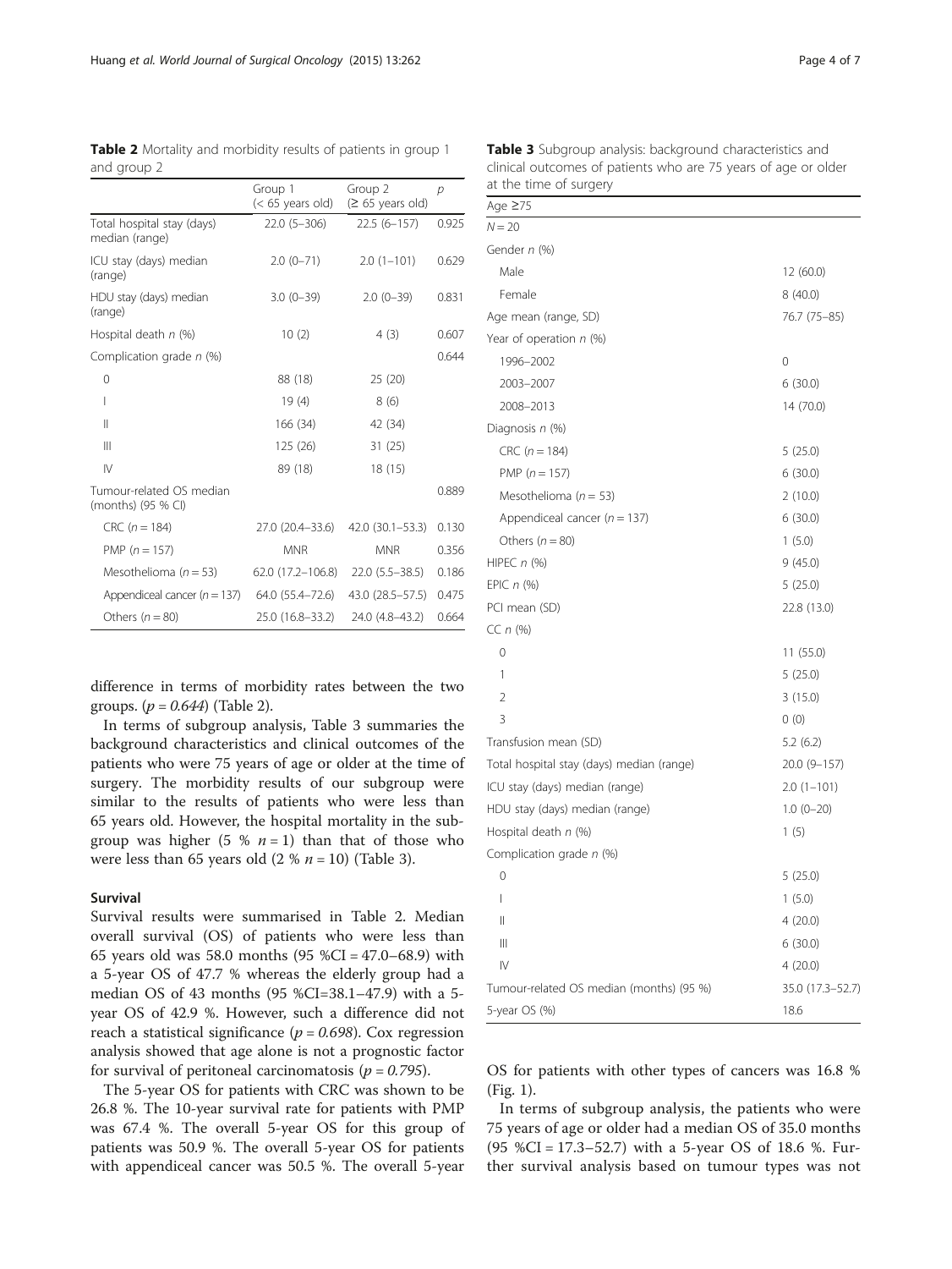**Table 2** Mortality and morbidity results of patients in group 1 and group 2

| | Group 1 (< 65 years old) | Group 2 (≥ 65 years old) | *p* |
|---|---|---|---|
| Total hospital stay (days) median (range) | 22.0 (5–306) | 22.5 (6–157) | 0.925 |
| ICU stay (days) median (range) | 2.0 (0–71) | 2.0 (1–101) | 0.629 |
| HDU stay (days) median (range) | 3.0 (0–39) | 2.0 (0–39) | 0.831 |
| Hospital death *n* (%) | 10 (2) | 4 (3) | 0.607 |
| Complication grade *n* (%) | | | 0.644 |
| 0 | 88 (18) | 25 (20) | |
| I | 19 (4) | 8 (6) | |
| II | 166 (34) | 42 (34) | |
| III | 125 (26) | 31 (25) | |
| IV | 89 (18) | 18 (15) | |
| Tumour-related OS median (months) (95 % CI) | | | 0.889 |
| CRC (*n* = 184) | 27.0 (20.4–33.6) | 42.0 (30.1–53.3) | 0.130 |
| PMP (*n* = 157) | MNR | MNR | 0.356 |
| Mesothelioma (*n* = 53) | 62.0 (17.2–106.8) | 22.0 (5.5–38.5) | 0.186 |
| Appendiceal cancer (*n* = 137) | 64.0 (55.4–72.6) | 43.0 (28.5–57.5) | 0.475 |
| Others (*n* = 80) | 25.0 (16.8–33.2) | 24.0 (4.8–43.2) | 0.664 |

difference in terms of morbidity rates between the two groups. ($p = 0.644$) (Table 2).

In terms of subgroup analysis, Table 3 summaries the background characteristics and clinical outcomes of the patients who were 75 years of age or older at the time of surgery. The morbidity results of our subgroup were similar to the results of patients who were less than 65 years old. However, the hospital mortality in the subgroup was higher (5 % $n = 1$) than that of those who were less than 65 years old (2 % $n = 10$) (Table 3).

### Survival

Survival results were summarised in Table 2. Median overall survival (OS) of patients who were less than 65 years old was 58.0 months (95 %CI = 47.0–68.9) with a 5-year OS of 47.7 % whereas the elderly group had a median OS of 43 months (95 %CI=38.1–47.9) with a 5-year OS of 42.9 %. However, such a difference did not reach a statistical significance ($p = 0.698$). Cox regression analysis showed that age alone is not a prognostic factor for survival of peritoneal carcinomatosis ($p = 0.795$).

The 5-year OS for patients with CRC was shown to be 26.8 %. The 10-year survival rate for patients with PMP was 67.4 %. The overall 5-year OS for this group of patients was 50.9 %. The overall 5-year OS for patients with appendiceal cancer was 50.5 %. The overall 5-year OS for patients with other types of cancers was 16.8 % (Fig. 1).

In terms of subgroup analysis, the patients who were 75 years of age or older had a median OS of 35.0 months (95 %CI = 17.3–52.7) with a 5-year OS of 18.6 %. Further survival analysis based on tumour types was not

**Table 3** Subgroup analysis: background characteristics and clinical outcomes of patients who are 75 years of age or older at the time of surgery

| Age ≥75 | |
|---|---|
| *N* = 20 | |
| Gender *n* (%) | |
| Male | 12 (60.0) |
| Female | 8 (40.0) |
| Age mean (range, SD) | 76.7 (75–85) |
| Year of operation *n* (%) | |
| 1996–2002 | 0 |
| 2003–2007 | 6 (30.0) |
| 2008–2013 | 14 (70.0) |
| Diagnosis *n* (%) | |
| CRC (*n* = 184) | 5 (25.0) |
| PMP (*n* = 157) | 6 (30.0) |
| Mesothelioma (*n* = 53) | 2 (10.0) |
| Appendiceal cancer (*n* = 137) | 6 (30.0) |
| Others (*n* = 80) | 1 (5.0) |
| HIPEC *n* (%) | 9 (45.0) |
| EPIC *n* (%) | 5 (25.0) |
| PCI mean (SD) | 22.8 (13.0) |
| CC *n* (%) | |
| 0 | 11 (55.0) |
| 1 | 5 (25.0) |
| 2 | 3 (15.0) |
| 3 | 0 (0) |
| Transfusion mean (SD) | 5.2 (6.2) |
| Total hospital stay (days) median (range) | 20.0 (9–157) |
| ICU stay (days) median (range) | 2.0 (1–101) |
| HDU stay (days) median (range) | 1.0 (0–20) |
| Hospital death *n* (%) | 1 (5) |
| Complication grade *n* (%) | |
| 0 | 5 (25.0) |
| I | 1 (5.0) |
| II | 4 (20.0) |
| III | 6 (30.0) |
| IV | 4 (20.0) |
| Tumour-related OS median (months) (95 %) | 35.0 (17.3–52.7) |
| 5-year OS (%) | 18.6 |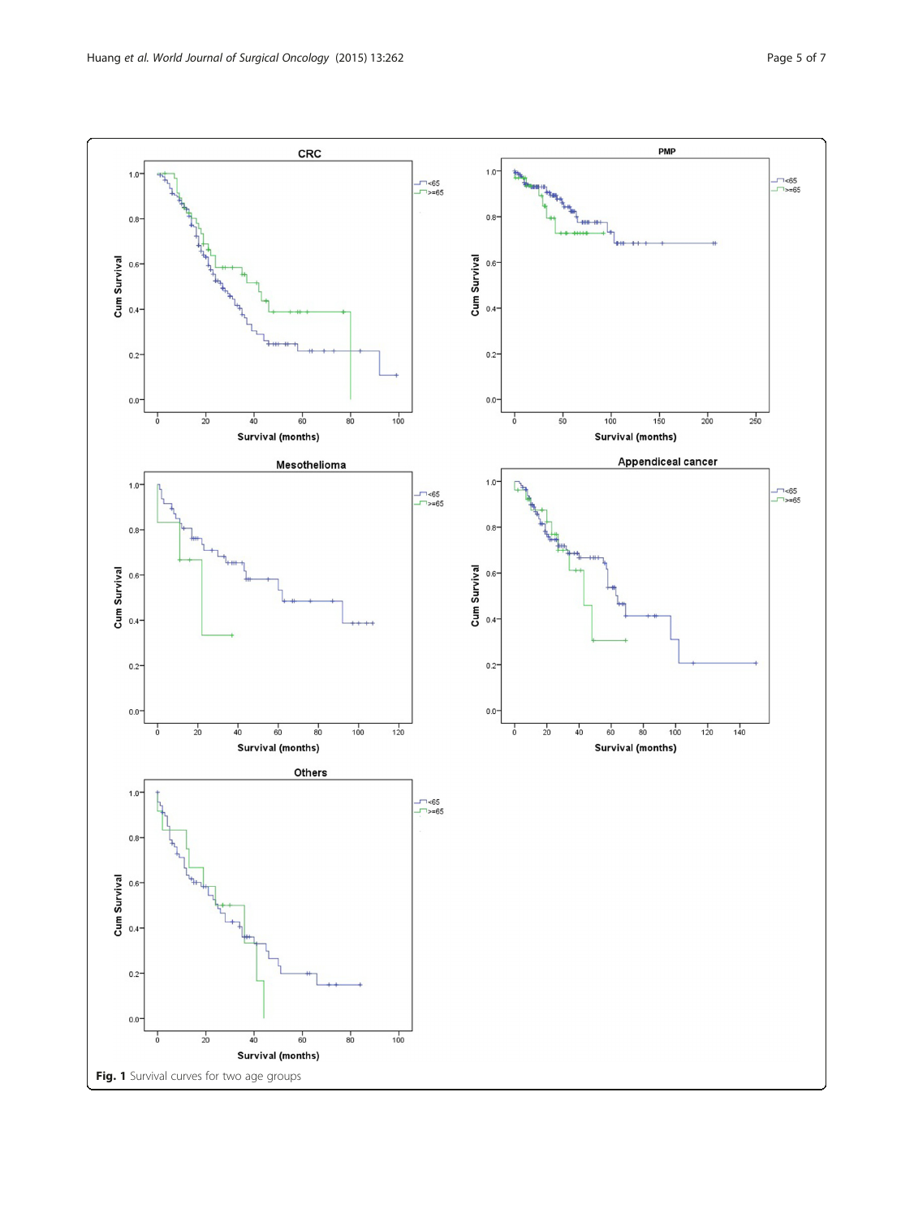Fig. 1 Survival curves for two age groups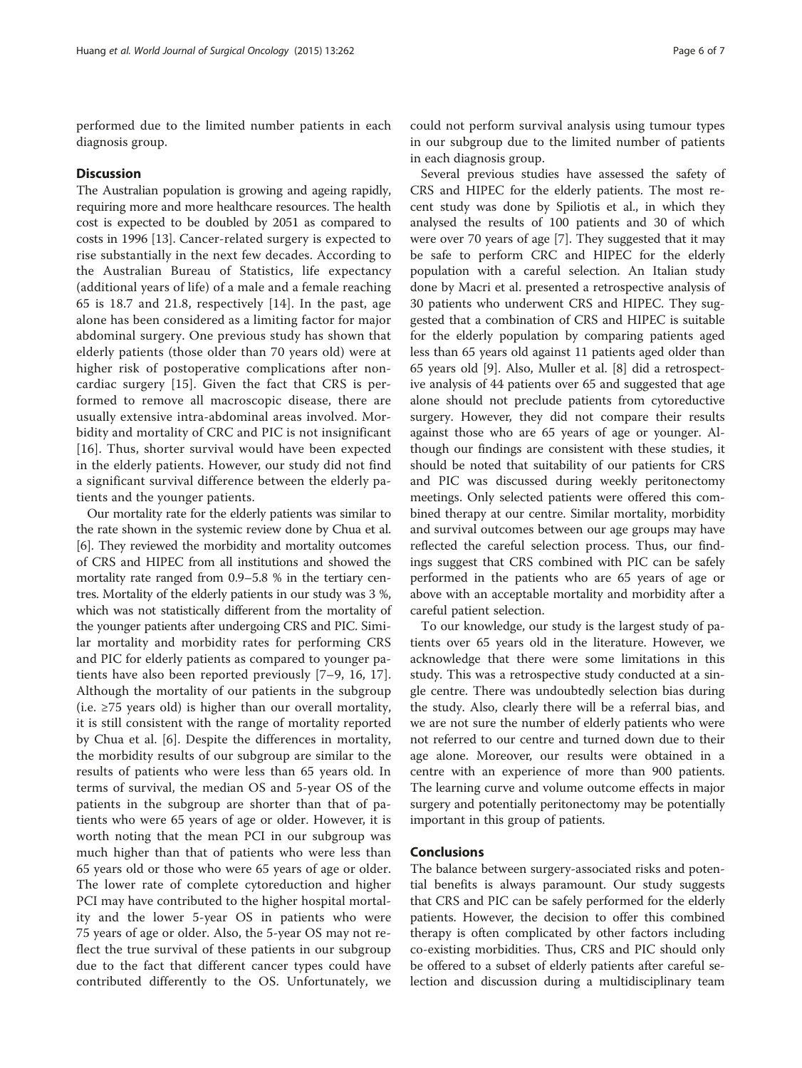performed due to the limited number patients in each diagnosis group.

## Discussion

The Australian population is growing and ageing rapidly, requiring more and more healthcare resources. The health cost is expected to be doubled by 2051 as compared to costs in 1996 [13]. Cancer-related surgery is expected to rise substantially in the next few decades. According to the Australian Bureau of Statistics, life expectancy (additional years of life) of a male and a female reaching 65 is 18.7 and 21.8, respectively [14]. In the past, age alone has been considered as a limiting factor for major abdominal surgery. One previous study has shown that elderly patients (those older than 70 years old) were at higher risk of postoperative complications after non-cardiac surgery [15]. Given the fact that CRS is performed to remove all macroscopic disease, there are usually extensive intra-abdominal areas involved. Morbidity and mortality of CRC and PIC is not insignificant [16]. Thus, shorter survival would have been expected in the elderly patients. However, our study did not find a significant survival difference between the elderly patients and the younger patients.

Our mortality rate for the elderly patients was similar to the rate shown in the systemic review done by Chua et al. [6]. They reviewed the morbidity and mortality outcomes of CRS and HIPEC from all institutions and showed the mortality rate ranged from 0.9–5.8 % in the tertiary centres. Mortality of the elderly patients in our study was 3 %, which was not statistically different from the mortality of the younger patients after undergoing CRS and PIC. Similar mortality and morbidity rates for performing CRS and PIC for elderly patients as compared to younger patients have also been reported previously [7–9, 16, 17]. Although the mortality of our patients in the subgroup (i.e. ≥75 years old) is higher than our overall mortality, it is still consistent with the range of mortality reported by Chua et al. [6]. Despite the differences in mortality, the morbidity results of our subgroup are similar to the results of patients who were less than 65 years old. In terms of survival, the median OS and 5-year OS of the patients in the subgroup are shorter than that of patients who were 65 years of age or older. However, it is worth noting that the mean PCI in our subgroup was much higher than that of patients who were less than 65 years old or those who were 65 years of age or older. The lower rate of complete cytoreduction and higher PCI may have contributed to the higher hospital mortality and the lower 5-year OS in patients who were 75 years of age or older. Also, the 5-year OS may not reflect the true survival of these patients in our subgroup due to the fact that different cancer types could have contributed differently to the OS. Unfortunately, we could not perform survival analysis using tumour types in our subgroup due to the limited number of patients in each diagnosis group.

Several previous studies have assessed the safety of CRS and HIPEC for the elderly patients. The most recent study was done by Spiliotis et al., in which they analysed the results of 100 patients and 30 of which were over 70 years of age [7]. They suggested that it may be safe to perform CRC and HIPEC for the elderly population with a careful selection. An Italian study done by Macri et al. presented a retrospective analysis of 30 patients who underwent CRS and HIPEC. They suggested that a combination of CRS and HIPEC is suitable for the elderly population by comparing patients aged less than 65 years old against 11 patients aged older than 65 years old [9]. Also, Muller et al. [8] did a retrospective analysis of 44 patients over 65 and suggested that age alone should not preclude patients from cytoreductive surgery. However, they did not compare their results against those who are 65 years of age or younger. Although our findings are consistent with these studies, it should be noted that suitability of our patients for CRS and PIC was discussed during weekly peritonectomy meetings. Only selected patients were offered this combined therapy at our centre. Similar mortality, morbidity and survival outcomes between our age groups may have reflected the careful selection process. Thus, our findings suggest that CRS combined with PIC can be safely performed in the patients who are 65 years of age or above with an acceptable mortality and morbidity after a careful patient selection.

To our knowledge, our study is the largest study of patients over 65 years old in the literature. However, we acknowledge that there were some limitations in this study. This was a retrospective study conducted at a single centre. There was undoubtedly selection bias during the study. Also, clearly there will be a referral bias, and we are not sure the number of elderly patients who were not referred to our centre and turned down due to their age alone. Moreover, our results were obtained in a centre with an experience of more than 900 patients. The learning curve and volume outcome effects in major surgery and potentially peritonectomy may be potentially important in this group of patients.

## Conclusions

The balance between surgery-associated risks and potential benefits is always paramount. Our study suggests that CRS and PIC can be safely performed for the elderly patients. However, the decision to offer this combined therapy is often complicated by other factors including co-existing morbidities. Thus, CRS and PIC should only be offered to a subset of elderly patients after careful selection and discussion during a multidisciplinary team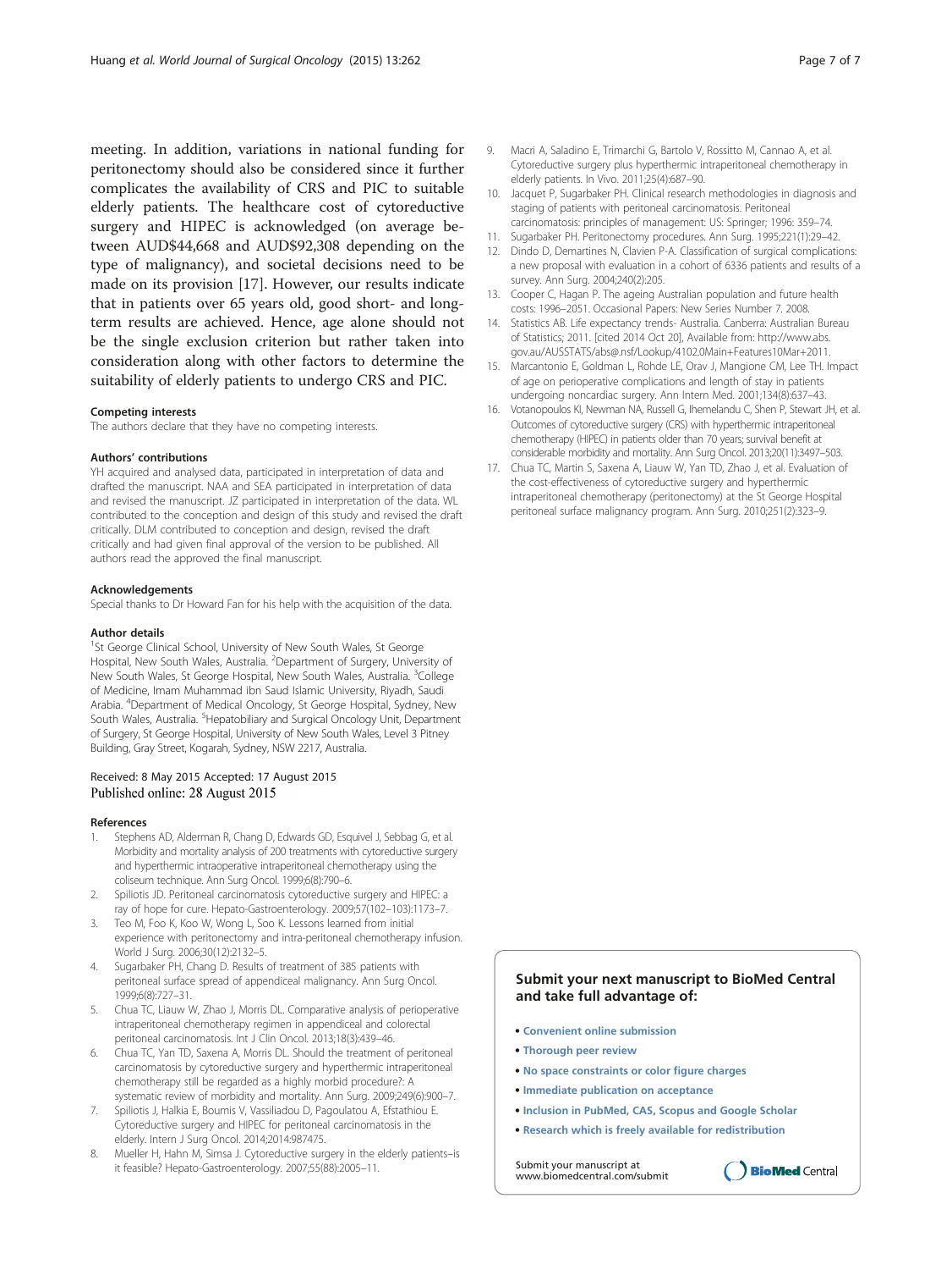meeting. In addition, variations in national funding for peritonectomy should also be considered since it further complicates the availability of CRS and PIC to suitable elderly patients. The healthcare cost of cytoreductive surgery and HIPEC is acknowledged (on average between AUD$44,668 and AUD$92,308 depending on the type of malignancy), and societal decisions need to be made on its provision [17]. However, our results indicate that in patients over 65 years old, good short- and long-term results are achieved. Hence, age alone should not be the single exclusion criterion but rather taken into consideration along with other factors to determine the suitability of elderly patients to undergo CRS and PIC.

#### Competing interests

The authors declare that they have no competing interests.

#### Authors' contributions

YH acquired and analysed data, participated in interpretation of data and drafted the manuscript. NAA and SEA participated in interpretation of data and revised the manuscript. JZ participated in interpretation of the data. WL contributed to the conception and design of this study and revised the draft critically. DLM contributed to conception and design, revised the draft critically and had given final approval of the version to be published. All authors read the approved the final manuscript.

#### Acknowledgements

Special thanks to Dr Howard Fan for his help with the acquisition of the data.

#### Author details

[1]St George Clinical School, University of New South Wales, St George Hospital, New South Wales, Australia. [2]Department of Surgery, University of New South Wales, St George Hospital, New South Wales, Australia. [3]College of Medicine, Imam Muhammad ibn Saud Islamic University, Riyadh, Saudi Arabia. [4]Department of Medical Oncology, St George Hospital, Sydney, New South Wales, Australia. [5]Hepatobiliary and Surgical Oncology Unit, Department of Surgery, St George Hospital, University of New South Wales, Level 3 Pitney Building, Gray Street, Kogarah, Sydney, NSW 2217, Australia.

Received: 8 May 2015 Accepted: 17 August 2015
Published online: 28 August 2015

#### References

1. Stephens AD, Alderman R, Chang D, Edwards GD, Esquivel J, Sebbag G, et al. Morbidity and mortality analysis of 200 treatments with cytoreductive surgery and hyperthermic intraoperative intraperitoneal chemotherapy using the coliseum technique. Ann Surg Oncol. 1999;6(8):790–6.
2. Spiliotis JD. Peritoneal carcinomatosis cytoreductive surgery and HIPEC: a ray of hope for cure. Hepato-Gastroenterology. 2009;57(102–103):1173–7.
3. Teo M, Foo K, Koo W, Wong L, Soo K. Lessons learned from initial experience with peritonectomy and intra-peritoneal chemotherapy infusion. World J Surg. 2006;30(12):2132–5.
4. Sugarbaker PH, Chang D. Results of treatment of 385 patients with peritoneal surface spread of appendiceal malignancy. Ann Surg Oncol. 1999;6(8):727–31.
5. Chua TC, Liauw W, Zhao J, Morris DL. Comparative analysis of perioperative intraperitoneal chemotherapy regimen in appendiceal and colorectal peritoneal carcinomatosis. Int J Clin Oncol. 2013;18(3):439–46.
6. Chua TC, Yan TD, Saxena A, Morris DL. Should the treatment of peritoneal carcinomatosis by cytoreductive surgery and hyperthermic intraperitoneal chemotherapy still be regarded as a highly morbid procedure?: A systematic review of morbidity and mortality. Ann Surg. 2009;249(6):900–7.
7. Spiliotis J, Halkia E, Boumis V, Vassiliadou D, Pagoulatou A, Efstathiou E. Cytoreductive surgery and HIPEC for peritoneal carcinomatosis in the elderly. Intern J Surg Oncol. 2014;2014:987475.
8. Mueller H, Hahn M, Simsa J. Cytoreductive surgery in the elderly patients–is it feasible? Hepato-Gastroenterology. 2007;55(88):2005–11.
9. Macri A, Saladino E, Trimarchi G, Bartolo V, Rossitto M, Cannao A, et al. Cytoreductive surgery plus hyperthermic intraperitoneal chemotherapy in elderly patients. In Vivo. 2011;25(4):687–90.
10. Jacquet P, Sugarbaker PH. Clinical research methodologies in diagnosis and staging of patients with peritoneal carcinomatosis. Peritoneal carcinomatosis: principles of management: US: Springer; 1996: 359–74.
11. Sugarbaker PH. Peritonectomy procedures. Ann Surg. 1995;221(1):29–42.
12. Dindo D, Demartines N, Clavien P-A. Classification of surgical complications: a new proposal with evaluation in a cohort of 6336 patients and results of a survey. Ann Surg. 2004;240(2):205.
13. Cooper C, Hagan P. The ageing Australian population and future health costs: 1996–2051. Occasional Papers: New Series Number 7. 2008.
14. Statistics AB. Life expectancy trends- Australia. Canberra: Australian Bureau of Statistics; 2011. [cited 2014 Oct 20], Available from: http://www.abs.gov.au/AUSSTATS/abs@.nsf/Lookup/4102.0Main+Features10Mar+2011.
15. Marcantonio E, Goldman L, Rohde LE, Orav J, Mangione CM, Lee TH. Impact of age on perioperative complications and length of stay in patients undergoing noncardiac surgery. Ann Intern Med. 2001;134(8):637–43.
16. Votanopoulos KI, Newman NA, Russell G, Ihemelandu C, Shen P, Stewart JH, et al. Outcomes of cytoreductive surgery (CRS) with hyperthermic intraperitoneal chemotherapy (HIPEC) in patients older than 70 years; survival benefit at considerable morbidity and mortality. Ann Surg Oncol. 2013;20(11):3497–503.
17. Chua TC, Martin S, Saxena A, Liauw W, Yan TD, Zhao J, et al. Evaluation of the cost-effectiveness of cytoreductive surgery and hyperthermic intraperitoneal chemotherapy (peritonectomy) at the St George Hospital peritoneal surface malignancy program. Ann Surg. 2010;251(2):323–9.

**Submit your next manuscript to BioMed Central and take full advantage of:**

- Convenient online submission
- Thorough peer review
- No space constraints or color figure charges
- Immediate publication on acceptance
- Inclusion in PubMed, CAS, Scopus and Google Scholar
- Research which is freely available for redistribution

Submit your manuscript at www.biomedcentral.com/submit

BioMed Central